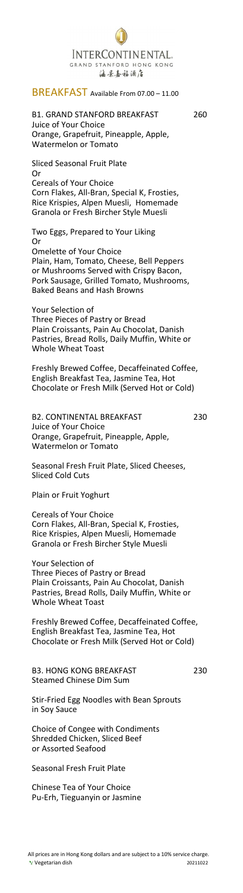INTERCONTINENTAL.
GRAND STANFORD HONG KONG
海景嘉福酒店

## BREAKFAST Available From 07.00 – 11.00

### B1. GRAND STANFORD BREAKFAST 260

Juice of Your Choice
Orange, Grapefruit, Pineapple, Apple, Watermelon or Tomato

Sliced Seasonal Fruit Plate
Or
Cereals of Your Choice
Corn Flakes, All-Bran, Special K, Frosties, Rice Krispies, Alpen Muesli, Homemade Granola or Fresh Bircher Style Muesli

Two Eggs, Prepared to Your Liking
Or
Omelette of Your Choice
Plain, Ham, Tomato, Cheese, Bell Peppers or Mushrooms Served with Crispy Bacon, Pork Sausage, Grilled Tomato, Mushrooms, Baked Beans and Hash Browns

Your Selection of
Three Pieces of Pastry or Bread
Plain Croissants, Pain Au Chocolat, Danish Pastries, Bread Rolls, Daily Muffin, White or Whole Wheat Toast

Freshly Brewed Coffee, Decaffeinated Coffee, English Breakfast Tea, Jasmine Tea, Hot Chocolate or Fresh Milk (Served Hot or Cold)

### B2. CONTINENTAL BREAKFAST 230

Juice of Your Choice
Orange, Grapefruit, Pineapple, Apple, Watermelon or Tomato

Seasonal Fresh Fruit Plate, Sliced Cheeses, Sliced Cold Cuts

Plain or Fruit Yoghurt

Cereals of Your Choice
Corn Flakes, All-Bran, Special K, Frosties, Rice Krispies, Alpen Muesli, Homemade Granola or Fresh Bircher Style Muesli

Your Selection of
Three Pieces of Pastry or Bread
Plain Croissants, Pain Au Chocolat, Danish Pastries, Bread Rolls, Daily Muffin, White or Whole Wheat Toast

Freshly Brewed Coffee, Decaffeinated Coffee, English Breakfast Tea, Jasmine Tea, Hot Chocolate or Fresh Milk (Served Hot or Cold)

### B3. HONG KONG BREAKFAST 230

Steamed Chinese Dim Sum

Stir-Fried Egg Noodles with Bean Sprouts in Soy Sauce

Choice of Congee with Condiments
Shredded Chicken, Sliced Beef or Assorted Seafood

Seasonal Fresh Fruit Plate

Chinese Tea of Your Choice
Pu-Erh, Tieguanyin or Jasmine

All prices are in Hong Kong dollars and are subject to a 10% service charge.
Vegetarian dish

20211022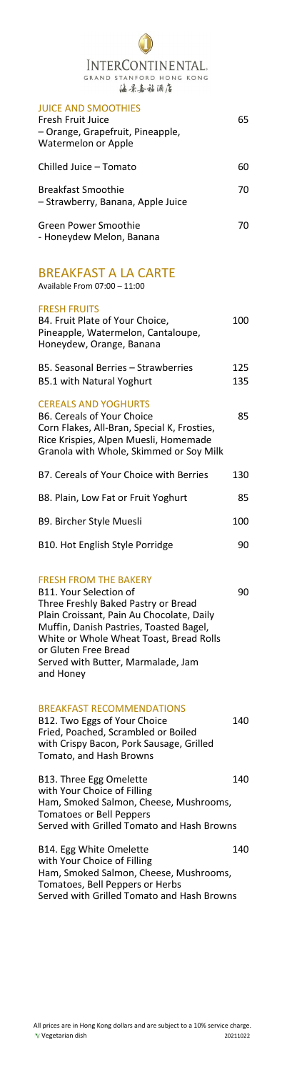INTERCONTINENTAL.
GRAND STANFORD HONG KONG
海景嘉福酒店

## JUICE AND SMOOTHIES

| | |
|---|---|
| Fresh Fruit Juice<br>– Orange, Grapefruit, Pineapple, Watermelon or Apple | 65 |
| Chilled Juice – Tomato | 60 |
| Breakfast Smoothie<br>– Strawberry, Banana, Apple Juice | 70 |
| Green Power Smoothie<br>- Honeydew Melon, Banana | 70 |

# BREAKFAST A LA CARTE

Available From 07:00 – 11:00

## FRESH FRUITS

| | |
|---|---|
| B4. Fruit Plate of Your Choice,<br>Pineapple, Watermelon, Cantaloupe, Honeydew, Orange, Banana | 100 |
| B5. Seasonal Berries – Strawberries | 125 |
| B5.1 with Natural Yoghurt | 135 |

## CEREALS AND YOGHURTS

| | |
|---|---|
| B6. Cereals of Your Choice<br>Corn Flakes, All-Bran, Special K, Frosties, Rice Krispies, Alpen Muesli, Homemade Granola with Whole, Skimmed or Soy Milk | 85 |
| B7. Cereals of Your Choice with Berries | 130 |
| B8. Plain, Low Fat or Fruit Yoghurt | 85 |
| B9. Bircher Style Muesli | 100 |
| B10. Hot English Style Porridge | 90 |

## FRESH FROM THE BAKERY

| | |
|---|---|
| B11. Your Selection of<br>Three Freshly Baked Pastry or Bread<br>Plain Croissant, Pain Au Chocolate, Daily Muffin, Danish Pastries, Toasted Bagel, White or Whole Wheat Toast, Bread Rolls or Gluten Free Bread<br>Served with Butter, Marmalade, Jam and Honey | 90 |

## BREAKFAST RECOMMENDATIONS

| | |
|---|---|
| B12. Two Eggs of Your Choice<br>Fried, Poached, Scrambled or Boiled with Crispy Bacon, Pork Sausage, Grilled Tomato, and Hash Browns | 140 |
| B13. Three Egg Omelette<br>with Your Choice of Filling<br>Ham, Smoked Salmon, Cheese, Mushrooms, Tomatoes or Bell Peppers<br>Served with Grilled Tomato and Hash Browns | 140 |
| B14. Egg White Omelette<br>with Your Choice of Filling<br>Ham, Smoked Salmon, Cheese, Mushrooms, Tomatoes, Bell Peppers or Herbs<br>Served with Grilled Tomato and Hash Browns | 140 |

All prices are in Hong Kong dollars and are subject to a 10% service charge.
Vegetarian dish

20211022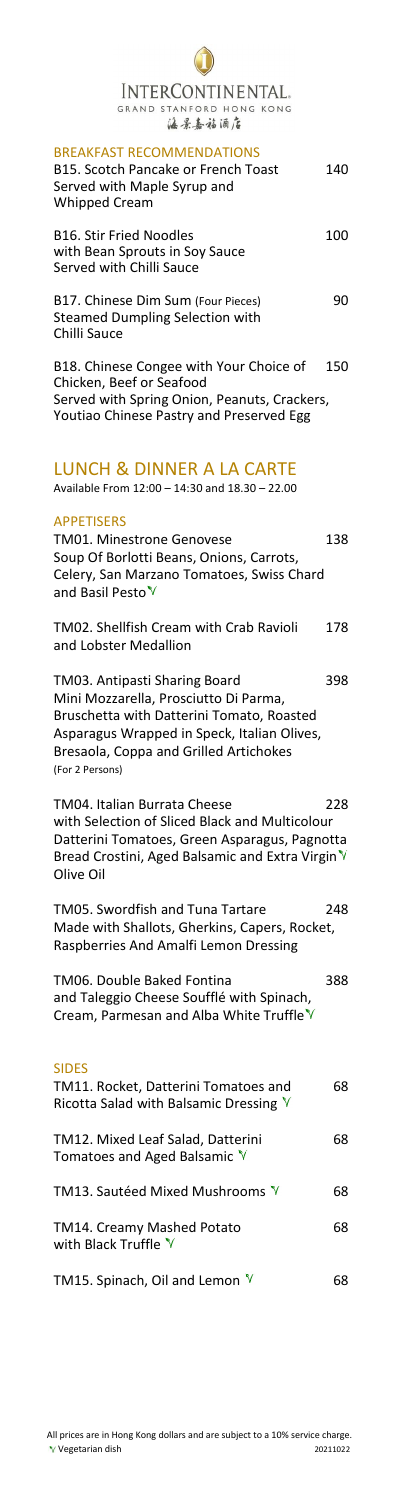# INTERCONTINENTAL.

GRAND STANFORD HONG KONG

海景嘉福酒店

## BREAKFAST RECOMMENDATIONS

B15. Scotch Pancake or French Toast — 140
Served with Maple Syrup and Whipped Cream

B16. Stir Fried Noodles — 100
with Bean Sprouts in Soy Sauce
Served with Chilli Sauce

B17. Chinese Dim Sum (Four Pieces) — 90
Steamed Dumpling Selection with Chilli Sauce

B18. Chinese Congee with Your Choice of Chicken, Beef or Seafood — 150
Served with Spring Onion, Peanuts, Crackers, Youtiao Chinese Pastry and Preserved Egg

## LUNCH & DINNER A LA CARTE

Available From 12:00 – 14:30 and 18.30 – 22.00

### APPETISERS

TM01. Minestrone Genovese — 138
Soup Of Borlotti Beans, Onions, Carrots, Celery, San Marzano Tomatoes, Swiss Chard and Basil Pesto V

TM02. Shellfish Cream with Crab Ravioli and Lobster Medallion — 178

TM03. Antipasti Sharing Board — 398
Mini Mozzarella, Prosciutto Di Parma, Bruschetta with Datterini Tomato, Roasted Asparagus Wrapped in Speck, Italian Olives, Bresaola, Coppa and Grilled Artichokes
(For 2 Persons)

TM04. Italian Burrata Cheese — 228
with Selection of Sliced Black and Multicolour Datterini Tomatoes, Green Asparagus, Pagnotta Bread Crostini, Aged Balsamic and Extra Virgin Olive Oil V

TM05. Swordfish and Tuna Tartare — 248
Made with Shallots, Gherkins, Capers, Rocket, Raspberries And Amalfi Lemon Dressing

TM06. Double Baked Fontina and Taleggio Cheese Soufflé with Spinach, Cream, Parmesan and Alba White Truffle V — 388

### SIDES

TM11. Rocket, Datterini Tomatoes and Ricotta Salad with Balsamic Dressing V — 68

TM12. Mixed Leaf Salad, Datterini Tomatoes and Aged Balsamic V — 68

TM13. Sautéed Mixed Mushrooms V — 68

TM14. Creamy Mashed Potato with Black Truffle V — 68

TM15. Spinach, Oil and Lemon V — 68

All prices are in Hong Kong dollars and are subject to a 10% service charge.
V Vegetarian dish
20211022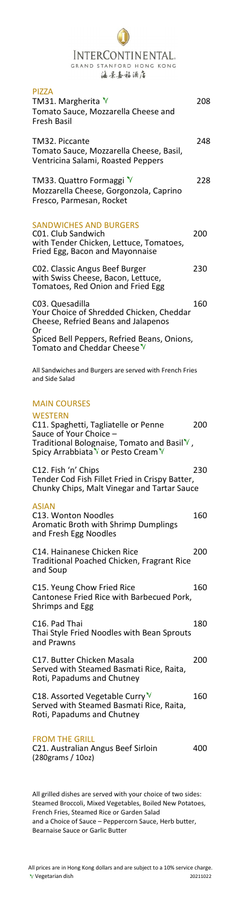INTERCONTINENTAL.
GRAND STANFORD HONG KONG
海景嘉福酒店

## PIZZA

**TM31. Margherita** ♈ — 208
Tomato Sauce, Mozzarella Cheese and Fresh Basil

**TM32. Piccante** — 248
Tomato Sauce, Mozzarella Cheese, Basil, Ventricina Salami, Roasted Peppers

**TM33. Quattro Formaggi** ♈ — 228
Mozzarella Cheese, Gorgonzola, Caprino Fresco, Parmesan, Rocket

## SANDWICHES AND BURGERS

**C01. Club Sandwich** — 200
with Tender Chicken, Lettuce, Tomatoes, Fried Egg, Bacon and Mayonnaise

**C02. Classic Angus Beef Burger** — 230
with Swiss Cheese, Bacon, Lettuce, Tomatoes, Red Onion and Fried Egg

**C03. Quesadilla** — 160
Your Choice of Shredded Chicken, Cheddar Cheese, Refried Beans and Jalapenos
Or
Spiced Bell Peppers, Refried Beans, Onions, Tomato and Cheddar Cheese ♈

All Sandwiches and Burgers are served with French Fries and Side Salad

## MAIN COURSES

### WESTERN

**C11. Spaghetti, Tagliatelle or Penne** — 200
Sauce of Your Choice –
Traditional Bolognaise, Tomato and Basil ♈, Spicy Arrabbiata ♈ or Pesto Cream ♈

**C12. Fish 'n' Chips** — 230
Tender Cod Fish Fillet Fried in Crispy Batter, Chunky Chips, Malt Vinegar and Tartar Sauce

### ASIAN

**C13. Wonton Noodles** — 160
Aromatic Broth with Shrimp Dumplings and Fresh Egg Noodles

**C14. Hainanese Chicken Rice** — 200
Traditional Poached Chicken, Fragrant Rice and Soup

**C15. Yeung Chow Fried Rice** — 160
Cantonese Fried Rice with Barbecued Pork, Shrimps and Egg

**C16. Pad Thai** — 180
Thai Style Fried Noodles with Bean Sprouts and Prawns

**C17. Butter Chicken Masala** — 200
Served with Steamed Basmati Rice, Raita, Roti, Papadums and Chutney

**C18. Assorted Vegetable Curry** ♈ — 160
Served with Steamed Basmati Rice, Raita, Roti, Papadums and Chutney

## FROM THE GRILL

**C21. Australian Angus Beef Sirloin** (280grams / 10oz) — 400

All grilled dishes are served with your choice of two sides:
Steamed Broccoli, Mixed Vegetables, Boiled New Potatoes, French Fries, Steamed Rice or Garden Salad
and a Choice of Sauce – Peppercorn Sauce, Herb butter, Bearnaise Sauce or Garlic Butter

All prices are in Hong Kong dollars and are subject to a 10% service charge.
♈ Vegetarian dish

20211022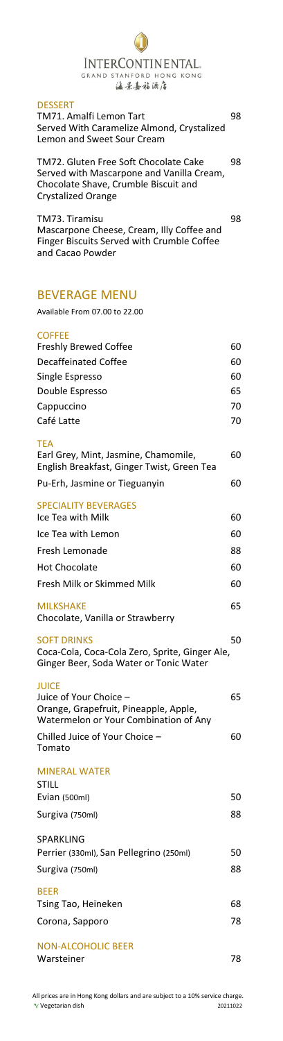INTERCONTINENTAL.
GRAND STANFORD HONG KONG
海景嘉福酒店

## DESSERT

TM71. Amalfi Lemon Tart — 98
Served With Caramelize Almond, Crystalized Lemon and Sweet Sour Cream

TM72. Gluten Free Soft Chocolate Cake — 98
Served with Mascarpone and Vanilla Cream, Chocolate Shave, Crumble Biscuit and Crystalized Orange

TM73. Tiramisu — 98
Mascarpone Cheese, Cream, Illy Coffee and Finger Biscuits Served with Crumble Coffee and Cacao Powder

## BEVERAGE MENU

Available From 07.00 to 22.00

### COFFEE

| | |
|---|---|
| Freshly Brewed Coffee | 60 |
| Decaffeinated Coffee | 60 |
| Single Espresso | 60 |
| Double Espresso | 65 |
| Cappuccino | 70 |
| Café Latte | 70 |

### TEA

| | |
|---|---|
| Earl Grey, Mint, Jasmine, Chamomile, English Breakfast, Ginger Twist, Green Tea | 60 |
| Pu-Erh, Jasmine or Tieguanyin | 60 |

### SPECIALITY BEVERAGES

| | |
|---|---|
| Ice Tea with Milk | 60 |
| Ice Tea with Lemon | 60 |
| Fresh Lemonade | 88 |
| Hot Chocolate | 60 |
| Fresh Milk or Skimmed Milk | 60 |

### MILKSHAKE — 65

Chocolate, Vanilla or Strawberry

### SOFT DRINKS — 50

Coca-Cola, Coca-Cola Zero, Sprite, Ginger Ale, Ginger Beer, Soda Water or Tonic Water

### JUICE

| | |
|---|---|
| Juice of Your Choice – Orange, Grapefruit, Pineapple, Apple, Watermelon or Your Combination of Any | 65 |
| Chilled Juice of Your Choice – Tomato | 60 |

### MINERAL WATER

STILL

| | |
|---|---|
| Evian (500ml) | 50 |
| Surgiva (750ml) | 88 |

SPARKLING

| | |
|---|---|
| Perrier (330ml), San Pellegrino (250ml) | 50 |
| Surgiva (750ml) | 88 |

### BEER

| | |
|---|---|
| Tsing Tao, Heineken | 68 |
| Corona, Sapporo | 78 |

### NON-ALCOHOLIC BEER

| | |
|---|---|
| Warsteiner | 78 |

All prices are in Hong Kong dollars and are subject to a 10% service charge.
Vegetarian dish
20211022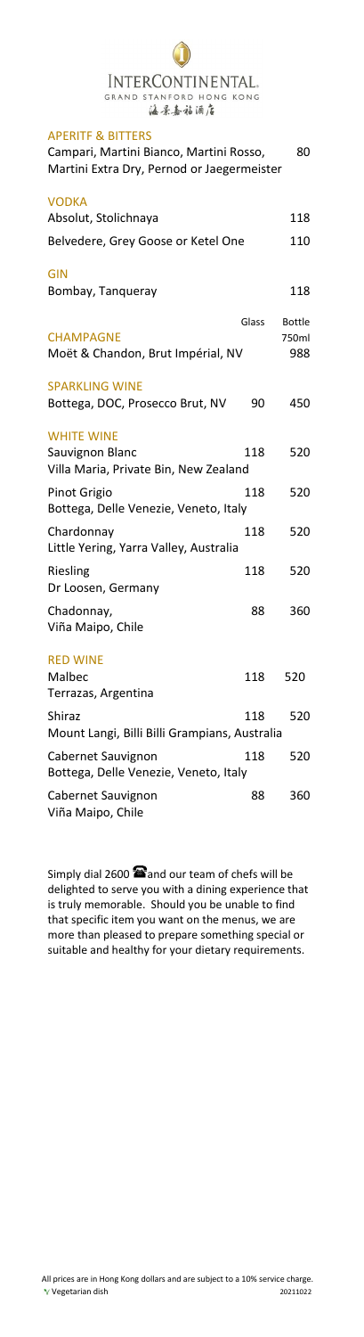INTERCONTINENTAL.
GRAND STANFORD HONG KONG
海景嘉福酒店

## APERITF & BITTERS

| | | |
|---|---|---|
| Campari, Martini Bianco, Martini Rosso, Martini Extra Dry, Pernod or Jaegermeister | | 80 |

## VODKA

| | | |
|---|---|---|
| Absolut, Stolichnaya | | 118 |
| Belvedere, Grey Goose or Ketel One | | 110 |

## GIN

| | | |
|---|---|---|
| Bombay, Tanqueray | | 118 |

| | Glass | Bottle 750ml |
|---|---|---|
| **CHAMPAGNE** | | |
| Moët & Chandon, Brut Impérial, NV | | 988 |
| **SPARKLING WINE** | | |
| Bottega, DOC, Prosecco Brut, NV | 90 | 450 |
| **WHITE WINE** | | |
| Sauvignon Blanc<br>Villa Maria, Private Bin, New Zealand | 118 | 520 |
| Pinot Grigio<br>Bottega, Delle Venezie, Veneto, Italy | 118 | 520 |
| Chardonnay<br>Little Yering, Yarra Valley, Australia | 118 | 520 |
| Riesling<br>Dr Loosen, Germany | 118 | 520 |
| Chadonnay,<br>Viña Maipo, Chile | 88 | 360 |
| **RED WINE** | | |
| Malbec<br>Terrazas, Argentina | 118 | 520 |
| Shiraz<br>Mount Langi, Billi Billi Grampians, Australia | 118 | 520 |
| Cabernet Sauvignon<br>Bottega, Delle Venezie, Veneto, Italy | 118 | 520 |
| Cabernet Sauvignon<br>Viña Maipo, Chile | 88 | 360 |

Simply dial 2600 ☎ and our team of chefs will be delighted to serve you with a dining experience that is truly memorable. Should you be unable to find that specific item you want on the menus, we are more than pleased to prepare something special or suitable and healthy for your dietary requirements.

All prices are in Hong Kong dollars and are subject to a 10% service charge.
Vegetarian dish

20211022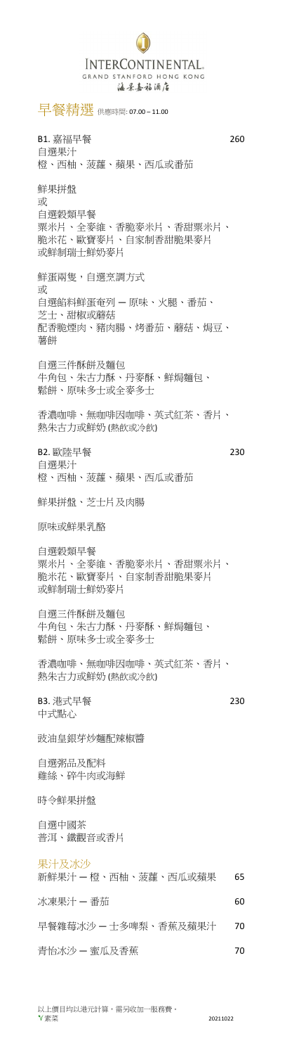INTERCONTINENTAL.
GRAND STANFORD HONG KONG
海景嘉福酒店

# 早餐精選 供應時間: 07.00 – 11.00

**B1. 嘉福早餐** 260

自選果汁
橙、西柚、菠蘿、蘋果、西瓜或番茄

鮮果拼盤
或
自選穀類早餐
粟米片、全麥維、香脆麥米片、香甜粟米片、脆米花、歐寶麥片、自家制香甜脆果麥片或鮮制瑞士鮮奶麥片

鮮蛋兩隻，自選烹調方式
或
自選餡料鮮蛋奄列 — 原味、火腿、番茄、芝士、甜椒或蘑菇
配香脆煙肉、豬肉腸、烤番茄、蘑菇、焗豆、薯餅

自選三件酥餅及麵包
牛角包、朱古力酥、丹麥酥、鮮焗麵包、鬆餅、原味多士或全麥多士

香濃咖啡、無咖啡因咖啡、英式紅茶、香片、熱朱古力或鮮奶 (熱飲或冷飲)

**B2. 歐陸早餐** 230

自選果汁
橙、西柚、菠蘿、蘋果、西瓜或番茄

鮮果拼盤、芝士片及肉腸

原味或鮮果乳酪

自選穀類早餐
粟米片、全麥維、香脆麥米片、香甜粟米片、脆米花、歐寶麥片、自家制香甜脆果麥片或鮮制瑞士鮮奶麥片

自選三件酥餅及麵包
牛角包、朱古力酥、丹麥酥、鮮焗麵包、鬆餅、原味多士或全麥多士

香濃咖啡、無咖啡因咖啡、英式紅茶、香片、熱朱古力或鮮奶 (熱飲或冷飲)

**B3. 港式早餐** 230

中式點心

豉油皇銀芽炒麵配辣椒醬

自選粥品及配料
雞絲、碎牛肉或海鮮

時令鮮果拼盤

自選中國茶
普洱、鐵觀音或香片

## 果汁及冰沙

| | |
|---|---|
| 新鮮果汁 — 橙、西柚、菠蘿、西瓜或蘋果 | 65 |
| 冰凍果汁 — 番茄 | 60 |
| 早餐雜莓冰沙 — 士多啤梨、香蕉及蘋果汁 | 70 |
| 青怡冰沙 — 蜜瓜及香蕉 | 70 |

以上價目均以港元計算，需另收加一服務費。
V 素菜

20211022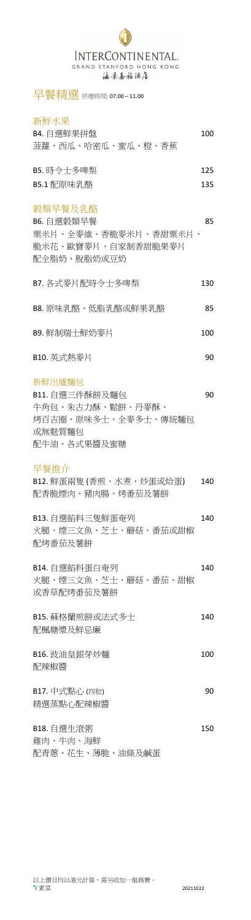INTERCONTINENTAL.
GRAND STANFORD HONG KONG
海景嘉福酒店

# 早餐精選 供應時間: 07.00 – 11.00

## 新鮮水果

B4. 自選鮮果拼盤 100
菠蘿、西瓜、哈密瓜、蜜瓜、橙、香蕉

B5. 時令士多啤梨 125

B5.1 配原味乳酪 135

## 穀類早餐及乳酪

B6. 自選穀類早餐 85
粟米片、全麥維、香脆麥米片、香甜粟米片、
脆米花、歐寶麥片、自家制香甜脆果麥片
配全脂奶、脫脂奶或豆奶

B7. 各式麥片配時令士多啤梨 130

B8. 原味乳酪、低脂乳酪或鮮果乳酪 85

B9. 鮮制瑞士鮮奶麥片 100

B10. 英式熱麥片 90

## 新鮮出爐麵包

B11. 自選三件酥餅及麵包 90
牛角包、朱古力酥、鬆餅、丹麥酥、
烤百吉圈、原味多士、全麥多士、傳統麵包
或無麩質麵包
配牛油、各式果醬及蜜糖

## 早餐推介

B12. 鮮蛋兩隻 (香煎、水煮、炒蛋或焓蛋) 140
配香脆煙肉、豬肉腸、烤番茄及薯餅

B13. 自選餡料三隻鮮蛋奄列 140
火腿、煙三文魚、芝士、蘑菇、番茄或甜椒
配烤番茄及薯餅

B14. 自選餡料蛋白奄列 140
火腿、煙三文魚、芝士、蘑菇、番茄、甜椒
或香草配烤番茄及薯餅

B15. 蘇格蘭煎餅或法式多士 140
配楓糖漿及鮮忌廉

B16. 豉油皇銀芽炒麵 100
配辣椒醬

B17. 中式點心 (四粒) 90
精選蒸點心配辣椒醬

B18. 自選生滾粥 150
雞肉、牛肉、海鮮
配青蔥、花生、薄脆、油條及鹹蛋

以上價目均以港元計算，需另收加一服務費。
素菜

20211022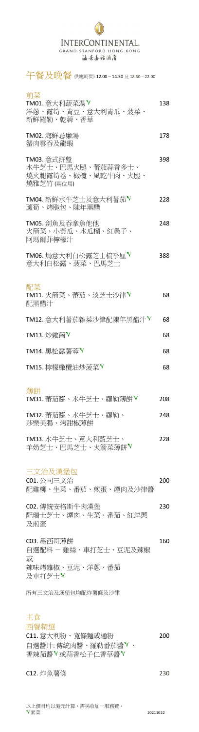INTERCONTINENTAL.
GRAND STANFORD HONG KONG
海景嘉福酒店

# 午餐及晚餐 供應時間: 12.00 – 14.30 及 18.30 – 22.00

## 前菜

TM01. 意大利蔬菜湯V — 138
洋蔥、露筍、青豆、意大利青瓜、菠菜、新鮮羅勒、乾蒜、香草

TM02. 海鮮忌廉湯 — 178
蟹肉雲吞及龍蝦

TM03. 意式拼盤 — 398
水牛芝士、巴馬火腿、蕃茄蒜香多士、燒火腿露筍卷、橄欖、風乾牛肉、火腿、燒雅芝竹 (兩位用)

TM04. 新鮮水牛芝士及意大利蕃茄V — 228
蘆筍、烤脆包、陳年黑醋

TM05. 劍魚及吞拿魚他他 — 248
火箭菜、小黃瓜、水瓜榴、紅桑子、阿瑪爾菲檸檬汁

TM06. 焗意大利白松露芝士梳乎厘V — 388
意大利白松露、菠菜、巴馬芝士

## 配菜

TM11. 火箭菜、蕃茄、淡芝士沙律V — 68
配黑醋汁

TM12. 意大利蕃茄雜菜沙律配陳年黑醋汁V — 68

TM13. 炒雜菌V — 68

TM14. 黑松露薯蓉V — 68

TM15. 檸檬橄欖油炒菠菜V — 68

## 薄餅

TM31. 蕃茄醬、水牛芝士、羅勒薄餅V — 208

TM32. 蕃茄醬、水牛芝士、羅勒、莎樂美腸、烤甜椒薄餅 — 248

TM33. 水牛芝士、意大利藍芝士、羊奶芝士、巴馬芝士、火箭菜薄餅V — 228

## 三文治及漢堡包

C01. 公司三文治 — 200
配雞柳、生菜、番茄、煎蛋、煙肉及沙律醬

C02. 傳統安格斯牛肉漢堡 — 230
配瑞士芝士、煙肉、生菜、番茄、紅洋蔥及煎蛋

C03. 墨西哥薄餅 — 160
自選配料 – 雞絲、車打芝士、豆泥及辣椒
或
辣味烤雜椒、豆泥、洋蔥、番茄及車打芝士V

所有三文治及漢堡包均配炸薯條及沙律

## 主食

### 西餐精選

C11. 意大利粉、寬條麵或通粉 — 200
自選醬汁: 傳統肉醬、羅勒番茄醬V、香辣茄醬V 或蒜香松子仁香草醬V

C12. 炸魚薯條 — 230

以上價目均以港元計算，需另收加一服務費。
V素菜

20211022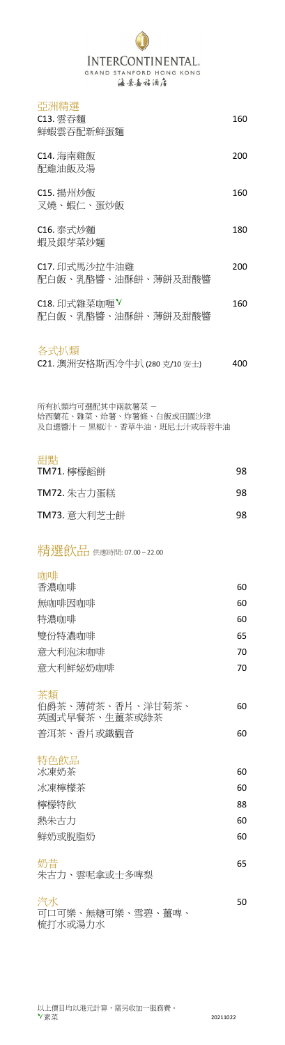INTERCONTINENTAL.
GRAND STANFORD HONG KONG
海景嘉福酒店

## 亞洲精選

| | |
|---|---|
| C13. 雲吞麵<br>鮮蝦雲吞配新鮮蛋麵 | 160 |
| C14. 海南雞飯<br>配雞油飯及湯 | 200 |
| C15. 揚州炒飯<br>叉燒、蝦仁、蛋炒飯 | 160 |
| C16. 泰式炒麵<br>蝦及銀芽菜炒麵 | 180 |
| C17. 印式馬沙拉牛油雞<br>配白飯、乳酪醬、油酥餅、薄餅及甜酸醬 | 200 |
| C18. 印式雜菜咖喱 V<br>配白飯、乳酪醬、油酥餅、薄餅及甜酸醬 | 160 |

## 各式扒類

| | |
|---|---|
| C21. 澳洲安格斯西冷牛扒 (280 克/10 安士) | 400 |

所有扒類均可選配其中兩款薯菜 –
焗西蘭花、雜菜、焗薯、炸薯條、白飯或田園沙津
及自選醬汁 – 黑椒汁、香草牛油、班尼士汁或蒜蓉牛油

## 甜點

| | |
|---|---|
| TM71. 檸檬餡餅 | 98 |
| TM72. 朱古力蛋糕 | 98 |
| TM73. 意大利芝士餅 | 98 |

# 精選飲品 供應時間: 07.00 – 22.00

## 咖啡

| | |
|---|---|
| 香濃咖啡 | 60 |
| 無咖啡因咖啡 | 60 |
| 特濃咖啡 | 60 |
| 雙份特濃咖啡 | 65 |
| 意大利泡沫咖啡 | 70 |
| 意大利鮮奶咖啡 | 70 |

## 茶類

| | |
|---|---|
| 伯爵茶、薄荷茶、香片、洋甘菊茶、<br>英國式早餐茶、生薑茶或綠茶 | 60 |
| 普洱茶、香片或鐵觀音 | 60 |

## 特色飲品

| | |
|---|---|
| 冰凍奶茶 | 60 |
| 冰凍檸檬茶 | 60 |
| 檸檬特飲 | 88 |
| 熱朱古力 | 60 |
| 鮮奶或脫脂奶 | 60 |

## 奶昔

| | |
|---|---|
| 朱古力、雲呢拿或士多啤梨 | 65 |

## 汽水

| | |
|---|---|
| 可口可樂、無糖可樂、雪碧、薑啤、<br>梳打水或湯力水 | 50 |

以上價目均以港元計算，需另收加一服務費。
V 素菜

20211022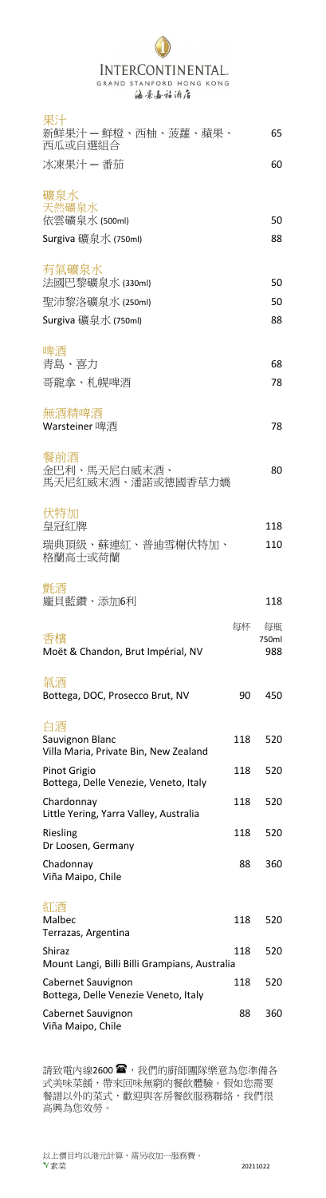INTERCONTINENTAL.
GRAND STANFORD HONG KONG
海景嘉福酒店

## 果汁

| | |
|---|---|
| 新鮮果汁 — 鮮橙、西柚、菠蘿、蘋果、西瓜或自選組合 | 65 |
| 冰凍果汁 — 番茄 | 60 |

## 礦泉水

### 天然礦泉水

| | |
|---|---|
| 依雲礦泉水 (500ml) | 50 |
| Surgiva 礦泉水 (750ml) | 88 |

## 有氣礦泉水

| | |
|---|---|
| 法國巴黎礦泉水 (330ml) | 50 |
| 聖沛黎洛礦泉水 (250ml) | 50 |
| Surgiva 礦泉水 (750ml) | 88 |

## 啤酒

| | |
|---|---|
| 青島、喜力 | 68 |
| 哥龍拿、札幌啤酒 | 78 |

## 無酒精啤酒

| | |
|---|---|
| Warsteiner 啤酒 | 78 |

## 餐前酒

| | |
|---|---|
| 金巴利、馬天尼白威末酒、馬天尼紅威末酒、潘諾或德國香草力嬌 | 80 |

## 伏特加

| | |
|---|---|
| 皇冠紅牌 | 118 |
| 瑞典頂級、蘇連紅、普迪雪榭伏特加、格蘭高士或荷蘭 | 110 |

## 氈酒

| | |
|---|---|
| 龐貝藍鑽、添加6利 | 118 |

## 香檳

| | 每杯 | 每瓶 750ml |
|---|---|---|
| Moët & Chandon, Brut Impérial, NV | | 988 |

## 氣酒

| | 每杯 | 每瓶 750ml |
|---|---|---|
| Bottega, DOC, Prosecco Brut, NV | 90 | 450 |

## 白酒

| | 每杯 | 每瓶 750ml |
|---|---|---|
| Sauvignon Blanc<br>Villa Maria, Private Bin, New Zealand | 118 | 520 |
| Pinot Grigio<br>Bottega, Delle Venezie, Veneto, Italy | 118 | 520 |
| Chardonnay<br>Little Yering, Yarra Valley, Australia | 118 | 520 |
| Riesling<br>Dr Loosen, Germany | 118 | 520 |
| Chadonnay<br>Viña Maipo, Chile | 88 | 360 |

## 紅酒

| | 每杯 | 每瓶 750ml |
|---|---|---|
| Malbec<br>Terrazas, Argentina | 118 | 520 |
| Shiraz<br>Mount Langi, Billi Billi Grampians, Australia | 118 | 520 |
| Cabernet Sauvignon<br>Bottega, Delle Venezie Veneto, Italy | 118 | 520 |
| Cabernet Sauvignon<br>Viña Maipo, Chile | 88 | 360 |

請致電內線2600 ☎，我們的廚師團隊樂意為您準備各式美味菜餚，帶來回味無窮的餐飲體驗。假如您需要餐譜以外的菜式，歡迎與客房餐飲服務聯絡，我們很高興為您效勞。

以上價目均以港元計算，需另收加一服務費。
素菜

20211022